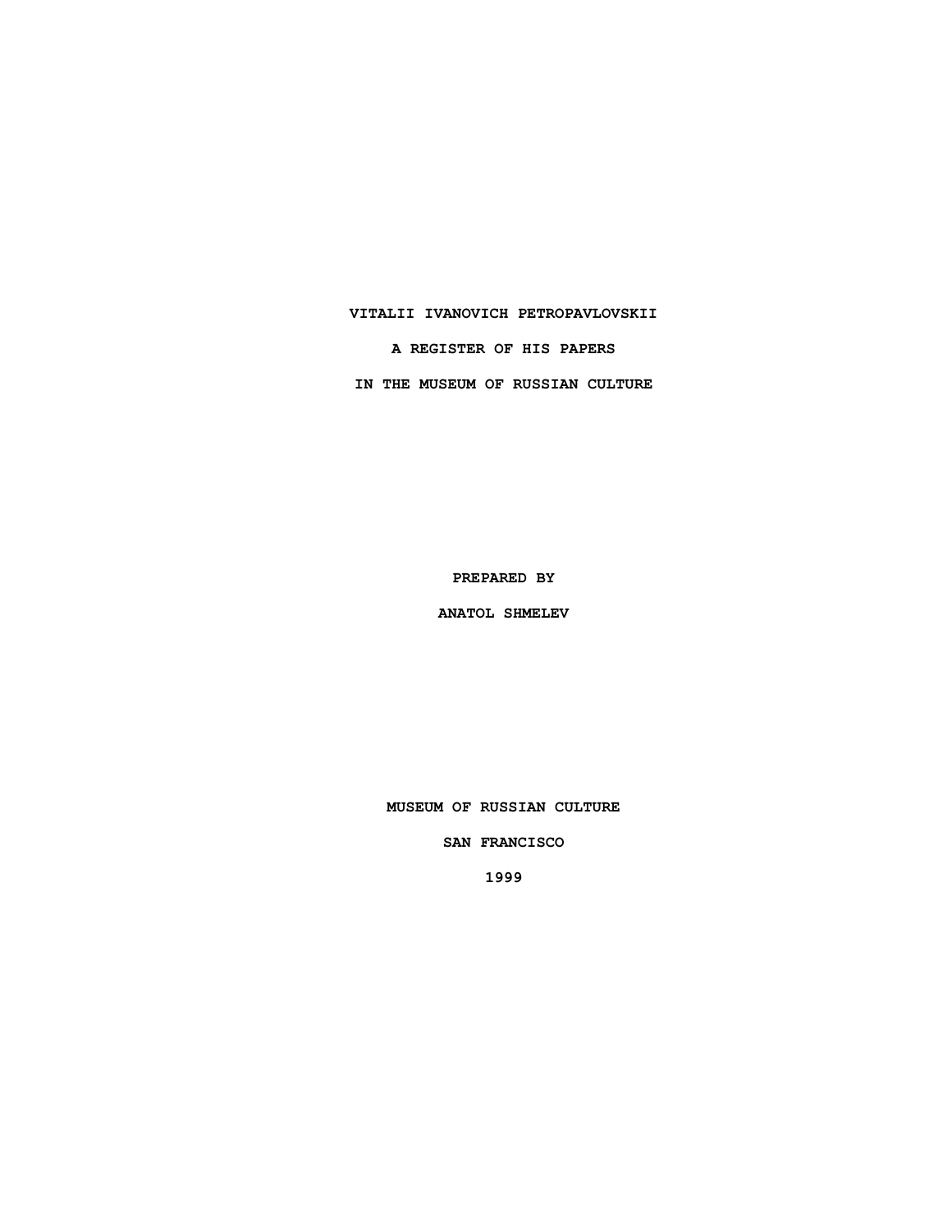# VITALII IVANOVICH PETROPAVLOVSKII

## A REGISTER OF HIS PAPERS

## IN THE MUSEUM OF RUSSIAN CULTURE

PREPARED BY

ANATOL SHMELEV

MUSEUM OF RUSSIAN CULTURE

SAN FRANCISCO

1999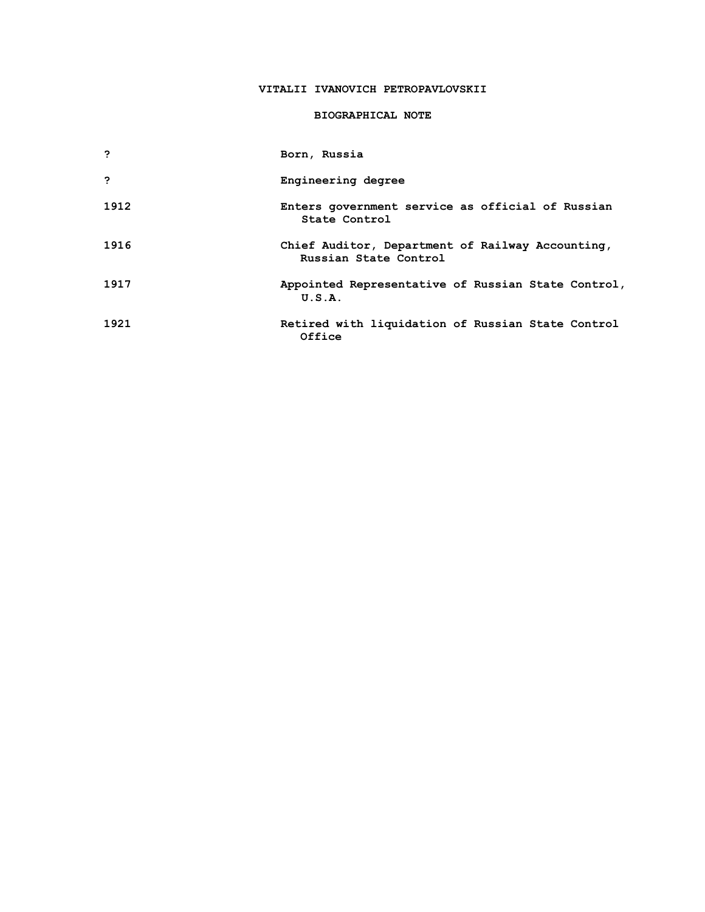# VITALII IVANOVICH PETROPAVLOVSKII

## BIOGRAPHICAL NOTE

| | |
|---|---|
| ? | Born, Russia |
| ? | Engineering degree |
| 1912 | Enters government service as official of Russian State Control |
| 1916 | Chief Auditor, Department of Railway Accounting, Russian State Control |
| 1917 | Appointed Representative of Russian State Control, U.S.A. |
| 1921 | Retired with liquidation of Russian State Control Office |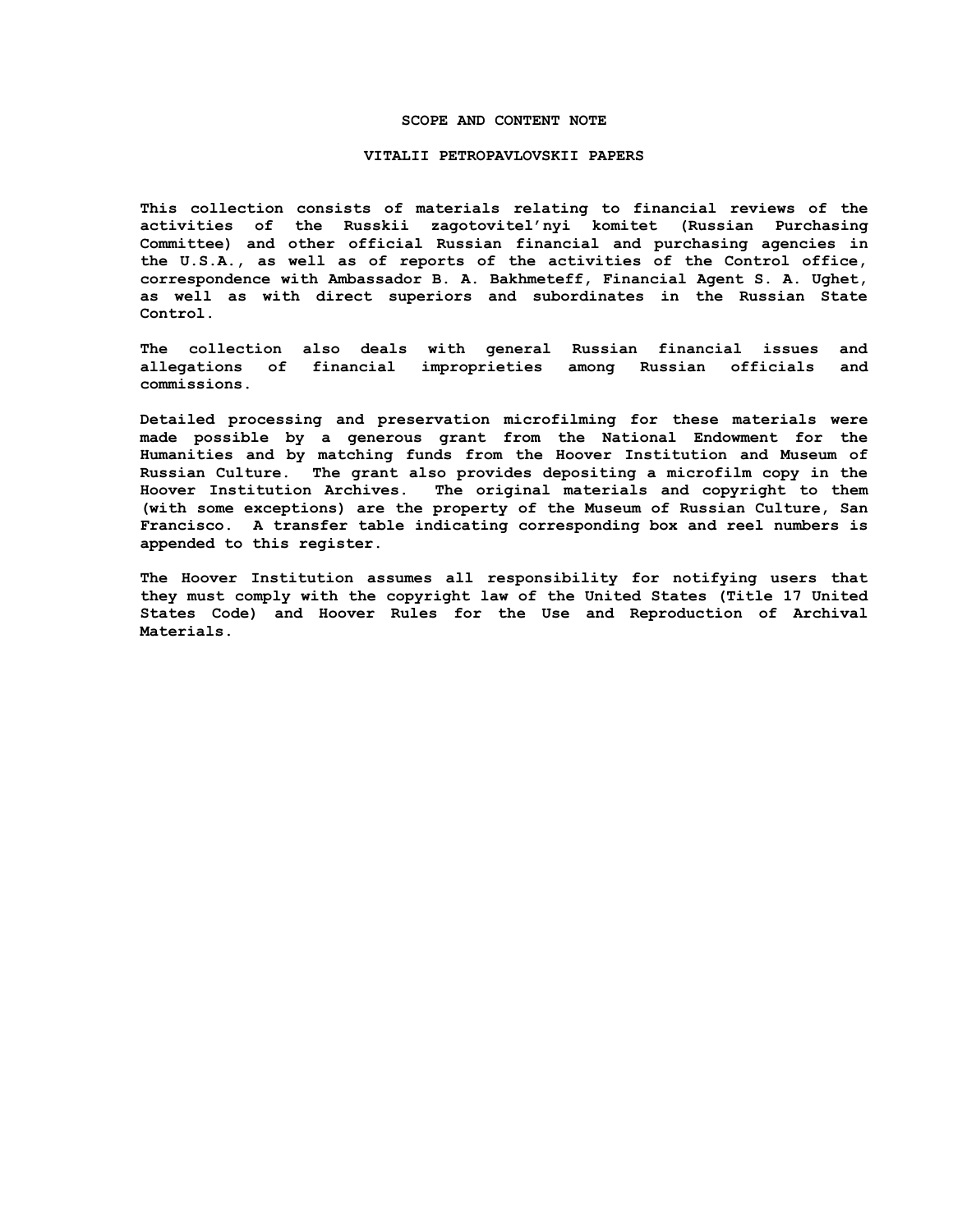# SCOPE AND CONTENT NOTE

## VITALII PETROPAVLOVSKII PAPERS

This collection consists of materials relating to financial reviews of the activities of the Russkii zagotovitel'nyi komitet (Russian Purchasing Committee) and other official Russian financial and purchasing agencies in the U.S.A., as well as of reports of the activities of the Control office, correspondence with Ambassador B. A. Bakhmeteff, Financial Agent S. A. Ughet, as well as with direct superiors and subordinates in the Russian State Control.

The collection also deals with general Russian financial issues and allegations of financial improprieties among Russian officials and commissions.

Detailed processing and preservation microfilming for these materials were made possible by a generous grant from the National Endowment for the Humanities and by matching funds from the Hoover Institution and Museum of Russian Culture. The grant also provides depositing a microfilm copy in the Hoover Institution Archives. The original materials and copyright to them (with some exceptions) are the property of the Museum of Russian Culture, San Francisco. A transfer table indicating corresponding box and reel numbers is appended to this register.

The Hoover Institution assumes all responsibility for notifying users that they must comply with the copyright law of the United States (Title 17 United States Code) and Hoover Rules for the Use and Reproduction of Archival Materials.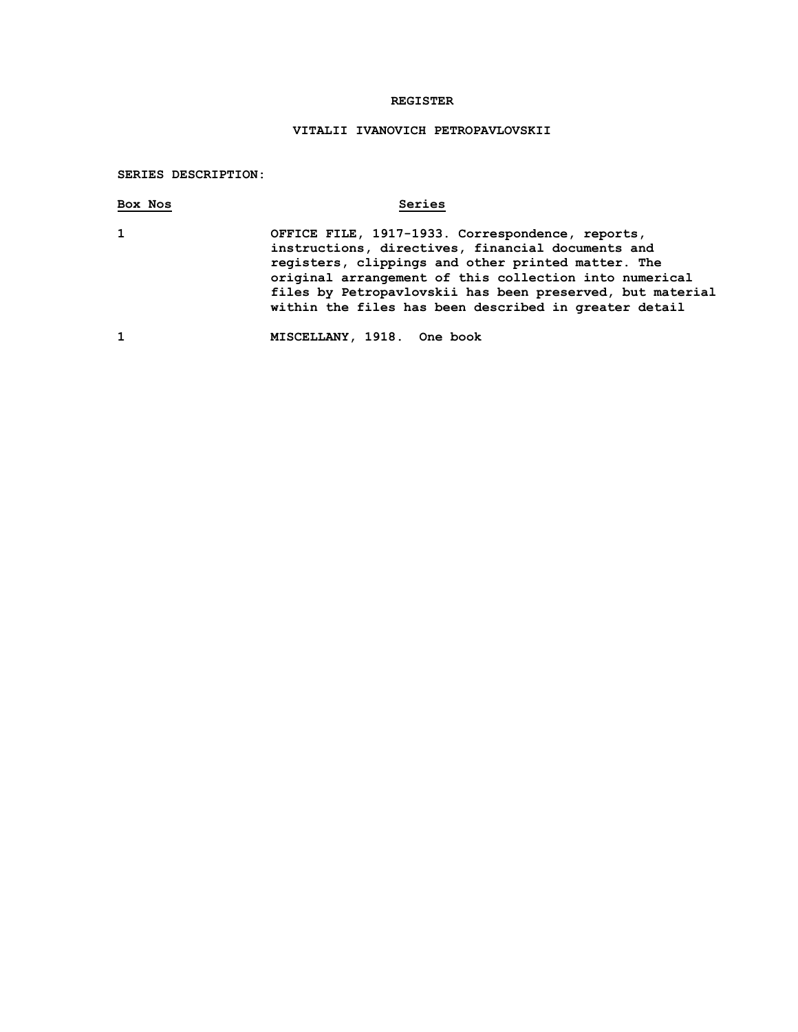**REGISTER**

**VITALII IVANOVICH PETROPAVLOVSKII**

**SERIES DESCRIPTION:**

| Box Nos | Series |
|---|---|
| 1 | OFFICE FILE, 1917-1933. Correspondence, reports, instructions, directives, financial documents and registers, clippings and other printed matter. The original arrangement of this collection into numerical files by Petropavlovskii has been preserved, but material within the files has been described in greater detail |
| 1 | MISCELLANY, 1918. One book |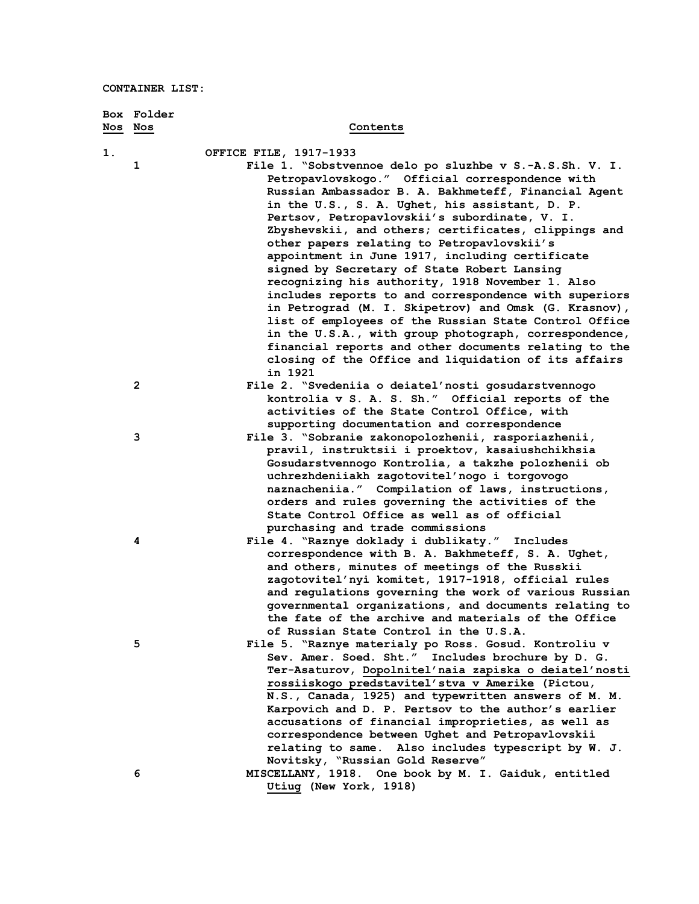**CONTAINER LIST:**

| Box Nos | Folder Nos | Contents |
|---|---|---|
| 1. | | OFFICE FILE, 1917-1933 |
| | 1 | File 1. "Sobstvennoe delo po sluzhbe v S.-A.S.Sh. V. I. Petropavlovskogo." Official correspondence with Russian Ambassador B. A. Bakhmeteff, Financial Agent in the U.S., S. A. Ughet, his assistant, D. P. Pertsov, Petropavlovskii's subordinate, V. I. Zbyshevskii, and others; certificates, clippings and other papers relating to Petropavlovskii's appointment in June 1917, including certificate signed by Secretary of State Robert Lansing recognizing his authority, 1918 November 1. Also includes reports to and correspondence with superiors in Petrograd (M. I. Skipetrov) and Omsk (G. Krasnov), list of employees of the Russian State Control Office in the U.S.A., with group photograph, correspondence, financial reports and other documents relating to the closing of the Office and liquidation of its affairs in 1921 |
| | 2 | File 2. "Svedeniia o deiatel'nosti gosudarstvennogo kontrolia v S. A. S. Sh." Official reports of the activities of the State Control Office, with supporting documentation and correspondence |
| | 3 | File 3. "Sobranie zakonopolozhenii, rasporiazhenii, pravil, instruktsii i proektov, kasaiushchikhsia Gosudarstvennogo Kontrolia, a takzhe polozhenii ob uchrezhdeniiakh zagotovitel'nogo i torgovogo naznacheniia." Compilation of laws, instructions, orders and rules governing the activities of the State Control Office as well as of official purchasing and trade commissions |
| | 4 | File 4. "Raznye doklady i dublikaty." Includes correspondence with B. A. Bakhmeteff, S. A. Ughet, and others, minutes of meetings of the Russkii zagotovitel'nyi komitet, 1917-1918, official rules and regulations governing the work of various Russian governmental organizations, and documents relating to the fate of the archive and materials of the Office of Russian State Control in the U.S.A. |
| | 5 | File 5. "Raznye materialy po Ross. Gosud. Kontroliu v Sev. Amer. Soed. Sht." Includes brochure by D. G. Ter-Asaturov, <u>Dopolnitel'naia zapiska o deiatel'nosti rossiiskogo predstavitel'stva v Amerike</u> (Pictou, N.S., Canada, 1925) and typewritten answers of M. M. Karpovich and D. P. Pertsov to the author's earlier accusations of financial improprieties, as well as correspondence between Ughet and Petropavlovskii relating to same. Also includes typescript by W. J. Novitsky, "Russian Gold Reserve" |
| | 6 | MISCELLANY, 1918. One book by M. I. Gaiduk, entitled <u>Utiug</u> (New York, 1918) |